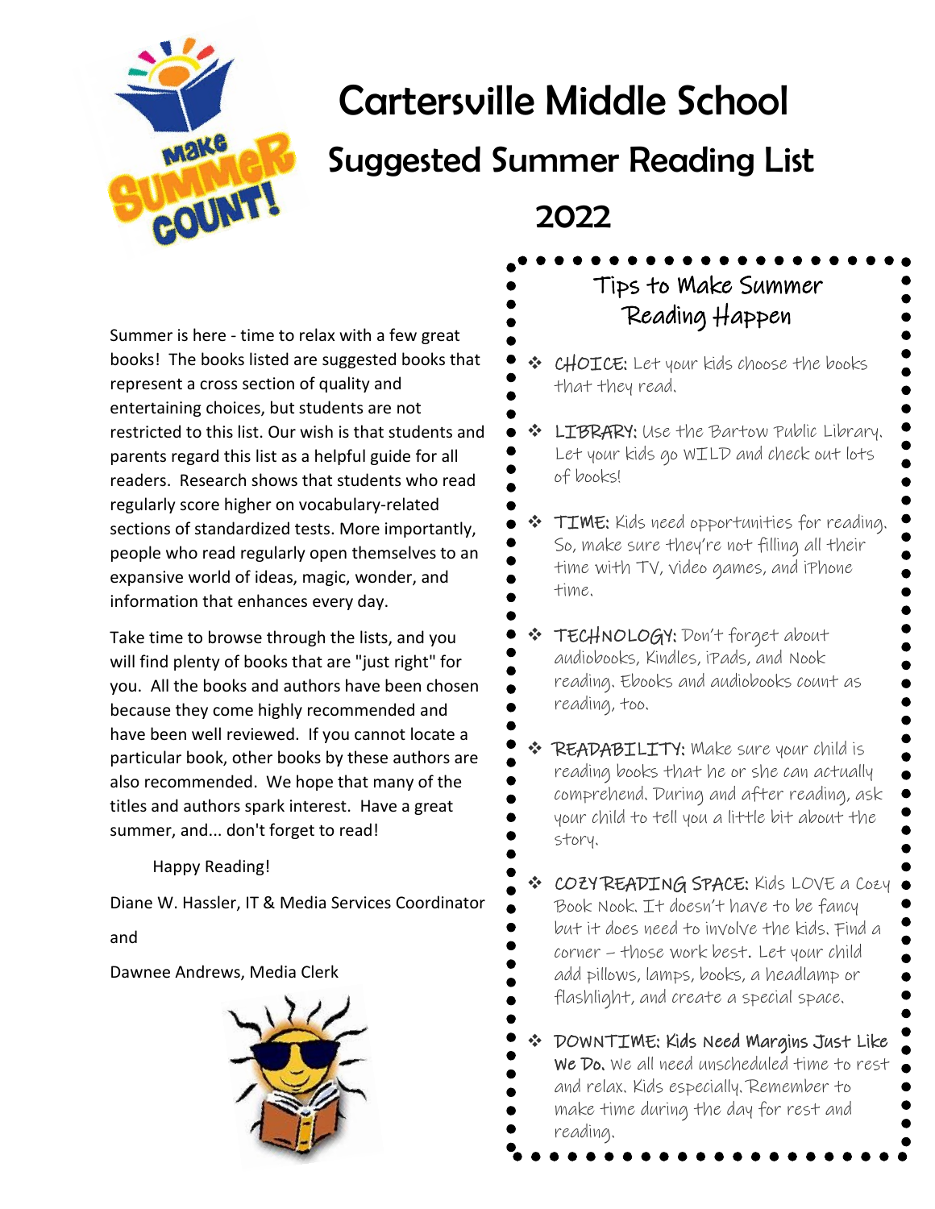# Cartersville Middle School

## Suggested Summer Reading List

## 2022

Summer is here - time to relax with a few great books! The books listed are suggested books that represent a cross section of quality and entertaining choices, but students are not restricted to this list. Our wish is that students and parents regard this list as a helpful guide for all readers. Research shows that students who read regularly score higher on vocabulary-related sections of standardized tests. More importantly, people who read regularly open themselves to an expansive world of ideas, magic, wonder, and information that enhances every day.

Take time to browse through the lists, and you will find plenty of books that are "just right" for you. All the books and authors have been chosen because they come highly recommended and have been well reviewed. If you cannot locate a particular book, other books by these authors are also recommended. We hope that many of the titles and authors spark interest. Have a great summer, and... don't forget to read!

Happy Reading!

Diane W. Hassler, IT & Media Services Coordinator

and

Dawnee Andrews, Media Clerk

### Tips to Make Summer Reading Happen

- CHOICE: Let your kids choose the books that they read.
- LIBRARY: Use the Bartow Public Library. Let your kids go WILD and check out lots of books!
- TIME: Kids need opportunities for reading. So, make sure they're not filling all their time with TV, video games, and iPhone time.
- TECHNOLOGY: Don't forget about audiobooks, Kindles, iPads, and Nook reading. Ebooks and audiobooks count as reading, too.
- READABILITY: Make sure your child is reading books that he or she can actually comprehend. During and after reading, ask your child to tell you a little bit about the story.
- COZY READING SPACE: Kids LOVE a Cozy Book Nook. It doesn't have to be fancy but it does need to involve the kids. Find a corner – those work best. Let your child add pillows, lamps, books, a headlamp or flashlight, and create a special space.
- DOWNTIME: **Kids Need Margins Just Like We Do.** We all need unscheduled time to rest and relax. Kids especially. Remember to make time during the day for rest and reading.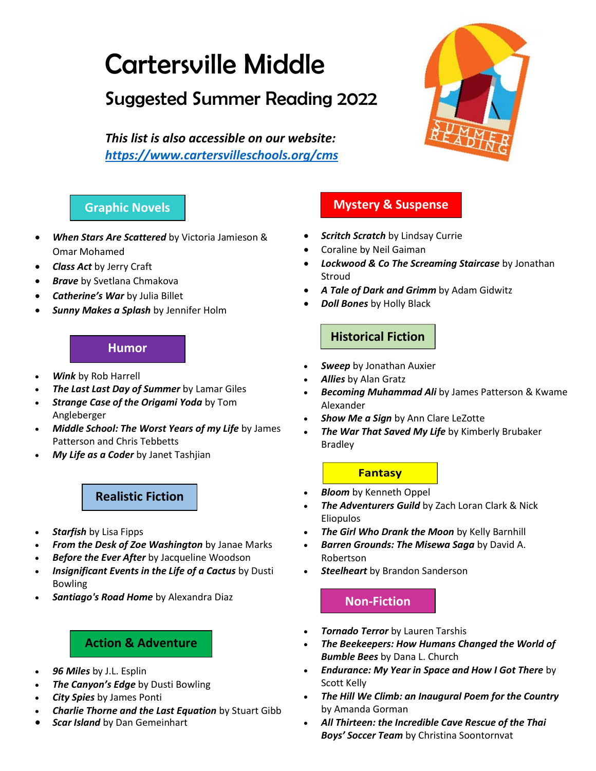# Cartersville Middle

## Suggested Summer Reading 2022

***This list is also accessible on our website: [https://www.cartersvilleschools.org/cms](https://www.cartersvilleschools.org/cms)***

### Graphic Novels

- ***When Stars Are Scattered*** by Victoria Jamieson & Omar Mohamed
- ***Class Act*** by Jerry Craft
- ***Brave*** by Svetlana Chmakova
- ***Catherine's War*** by Julia Billet
- ***Sunny Makes a Splash*** by Jennifer Holm

### Humor

- ***Wink*** by Rob Harrell
- ***The Last Last Day of Summer*** by Lamar Giles
- ***Strange Case of the Origami Yoda*** by Tom Angleberger
- ***Middle School: The Worst Years of my Life*** by James Patterson and Chris Tebbetts
- ***My Life as a Coder*** by Janet Tashjian

### Realistic Fiction

- ***Starfish*** by Lisa Fipps
- ***From the Desk of Zoe Washington*** by Janae Marks
- ***Before the Ever After*** by Jacqueline Woodson
- ***Insignificant Events in the Life of a Cactus*** by Dusti Bowling
- ***Santiago's Road Home*** by Alexandra Diaz

### Action & Adventure

- ***96 Miles*** by J.L. Esplin
- ***The Canyon's Edge*** by Dusti Bowling
- ***City Spies*** by James Ponti
- ***Charlie Thorne and the Last Equation*** by Stuart Gibb
- ***Scar Island*** by Dan Gemeinhart

### Mystery & Suspense

- ***Scritch Scratch*** by Lindsay Currie
- Coraline by Neil Gaiman
- ***Lockwood & Co The Screaming Staircase*** by Jonathan Stroud
- ***A Tale of Dark and Grimm*** by Adam Gidwitz
- ***Doll Bones*** by Holly Black

### Historical Fiction

- ***Sweep*** by Jonathan Auxier
- ***Allies*** by Alan Gratz
- ***Becoming Muhammad Ali*** by James Patterson & Kwame Alexander
- ***Show Me a Sign*** by Ann Clare LeZotte
- ***The War That Saved My Life*** by Kimberly Brubaker Bradley

### Fantasy

- ***Bloom*** by Kenneth Oppel
- ***The Adventurers Guild*** by Zach Loran Clark & Nick Eliopulos
- ***The Girl Who Drank the Moon*** by Kelly Barnhill
- ***Barren Grounds: The Misewa Saga*** by David A. Robertson
- ***Steelheart*** by Brandon Sanderson

### Non-Fiction

- ***Tornado Terror*** by Lauren Tarshis
- ***The Beekeepers: How Humans Changed the World of Bumble Bees*** by Dana L. Church
- ***Endurance: My Year in Space and How I Got There*** by Scott Kelly
- ***The Hill We Climb: an Inaugural Poem for the Country*** by Amanda Gorman
- ***All Thirteen: the Incredible Cave Rescue of the Thai Boys' Soccer Team*** by Christina Soontornvat